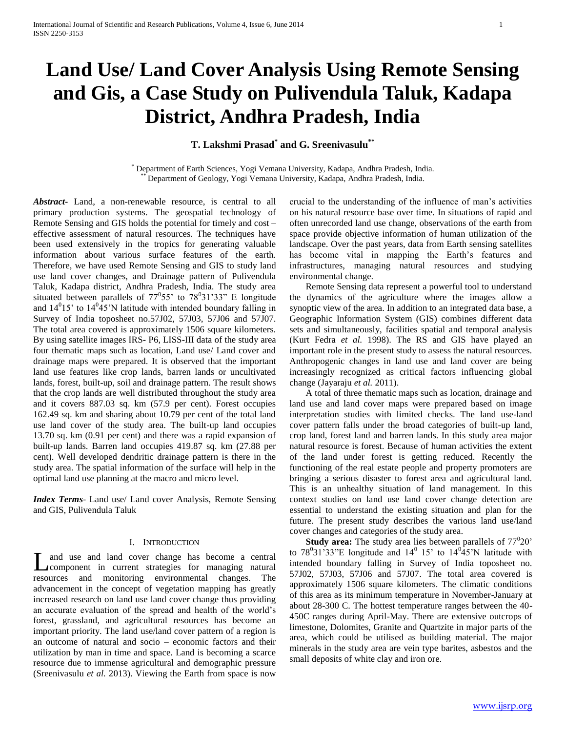# Land Use/ Land Cover Analysis Using Remote Sensing and Gis, a Case Study on Pulivendula Taluk, Kadapa District, Andhra Pradesh, India

**T. Lakshmi Prasad[*] and G. Sreenivasulu[**]**

[*] Department of Earth Sciences, Yogi Vemana University, Kadapa, Andhra Pradesh, India.
[**] Department of Geology, Yogi Vemana University, Kadapa, Andhra Pradesh, India.

***Abstract***- Land, a non-renewable resource, is central to all primary production systems. The geospatial technology of Remote Sensing and GIS holds the potential for timely and cost – effective assessment of natural resources. The techniques have been used extensively in the tropics for generating valuable information about various surface features of the earth. Therefore, we have used Remote Sensing and GIS to study land use land cover changes, and Drainage pattern of Pulivendula Taluk, Kadapa district, Andhra Pradesh, India. The study area situated between parallels of $77^0 55'$ to $78^0 31'33''$ E longitude and $14^0 15'$ to $14^0 45'$N latitude with intended boundary falling in Survey of India toposheet no.57J02, 57J03, 57J06 and 57J07. The total area covered is approximately 1506 square kilometers. By using satellite images IRS- P6, LISS-III data of the study area four thematic maps such as location, Land use/ Land cover and drainage maps were prepared. It is observed that the important land use features like crop lands, barren lands or uncultivated lands, forest, built-up, soil and drainage pattern. The result shows that the crop lands are well distributed throughout the study area and it covers 887.03 sq. km (57.9 per cent). Forest occupies 162.49 sq. km and sharing about 10.79 per cent of the total land use land cover of the study area. The built-up land occupies 13.70 sq. km (0.91 per cent) and there was a rapid expansion of built-up lands. Barren land occupies 419.87 sq. km (27.88 per cent). Well developed dendritic drainage pattern is there in the study area. The spatial information of the surface will help in the optimal land use planning at the macro and micro level.

***Index Terms***- Land use/ Land cover Analysis, Remote Sensing and GIS, Pulivendula Taluk

## I. Introduction

Land use and land cover change has become a central component in current strategies for managing natural resources and monitoring environmental changes. The advancement in the concept of vegetation mapping has greatly increased research on land use land cover change thus providing an accurate evaluation of the spread and health of the world's forest, grassland, and agricultural resources has become an important priority. The land use/land cover pattern of a region is an outcome of natural and socio – economic factors and their utilization by man in time and space. Land is becoming a scarce resource due to immense agricultural and demographic pressure (Sreenivasulu *et al.* 2013). Viewing the Earth from space is now crucial to the understanding of the influence of man's activities on his natural resource base over time. In situations of rapid and often unrecorded land use change, observations of the earth from space provide objective information of human utilization of the landscape. Over the past years, data from Earth sensing satellites has become vital in mapping the Earth's features and infrastructures, managing natural resources and studying environmental change.

Remote Sensing data represent a powerful tool to understand the dynamics of the agriculture where the images allow a synoptic view of the area. In addition to an integrated data base, a Geographic Information System (GIS) combines different data sets and simultaneously, facilities spatial and temporal analysis (Kurt Fedra *et al.* 1998). The RS and GIS have played an important role in the present study to assess the natural resources. Anthropogenic changes in land use and land cover are being increasingly recognized as critical factors influencing global change (Jayaraju *et al.* 2011).

A total of three thematic maps such as location, drainage and land use and land cover maps were prepared based on image interpretation studies with limited checks. The land use-land cover pattern falls under the broad categories of built-up land, crop land, forest land and barren lands. In this study area major natural resource is forest. Because of human activities the extent of the land under forest is getting reduced. Recently the functioning of the real estate people and property promoters are bringing a serious disaster to forest area and agricultural land. This is an unhealthy situation of land management. In this context studies on land use land cover change detection are essential to understand the existing situation and plan for the future. The present study describes the various land use/land cover changes and categories of the study area.

**Study area:** The study area lies between parallels of $77^0 20'$ to $78^0 31'33''$E longitude and $14^0$ 15' to $14^0 45'$N latitude with intended boundary falling in Survey of India toposheet no. 57J02, 57J03, 57J06 and 57J07. The total area covered is approximately 1506 square kilometers. The climatic conditions of this area as its minimum temperature in November-January at about 28-300 C. The hottest temperature ranges between the 40-450C ranges during April-May. There are extensive outcrops of limestone, Dolomites, Granite and Quartzite in major parts of the area, which could be utilised as building material. The major minerals in the study area are vein type barites, asbestos and the small deposits of white clay and iron ore.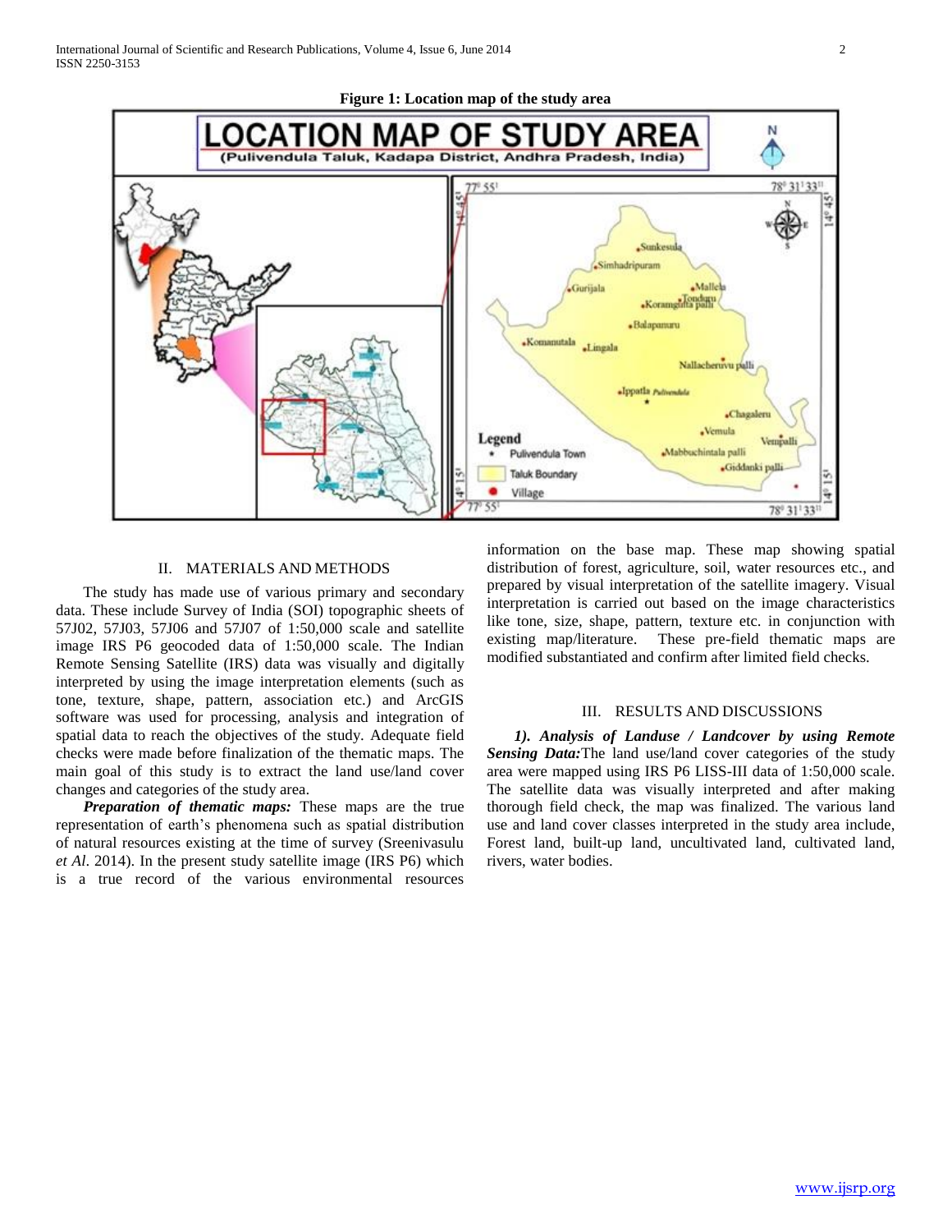**Figure 1: Location map of the study area**

## II. MATERIALS AND METHODS

The study has made use of various primary and secondary data. These include Survey of India (SOI) topographic sheets of 57J02, 57J03, 57J06 and 57J07 of 1:50,000 scale and satellite image IRS P6 geocoded data of 1:50,000 scale. The Indian Remote Sensing Satellite (IRS) data was visually and digitally interpreted by using the image interpretation elements (such as tone, texture, shape, pattern, association etc.) and ArcGIS software was used for processing, analysis and integration of spatial data to reach the objectives of the study. Adequate field checks were made before finalization of the thematic maps. The main goal of this study is to extract the land use/land cover changes and categories of the study area.

***Preparation of thematic maps:*** These maps are the true representation of earth's phenomena such as spatial distribution of natural resources existing at the time of survey (Sreenivasulu *et Al*. 2014). In the present study satellite image (IRS P6) which is a true record of the various environmental resources information on the base map. These map showing spatial distribution of forest, agriculture, soil, water resources etc., and prepared by visual interpretation of the satellite imagery. Visual interpretation is carried out based on the image characteristics like tone, size, shape, pattern, texture etc. in conjunction with existing map/literature. These pre-field thematic maps are modified substantiated and confirm after limited field checks.

## III. RESULTS AND DISCUSSIONS

***1). Analysis of Landuse / Landcover by using Remote Sensing Data:*** The land use/land cover categories of the study area were mapped using IRS P6 LISS-III data of 1:50,000 scale. The satellite data was visually interpreted and after making thorough field check, the map was finalized. The various land use and land cover classes interpreted in the study area include, Forest land, built-up land, uncultivated land, cultivated land, rivers, water bodies.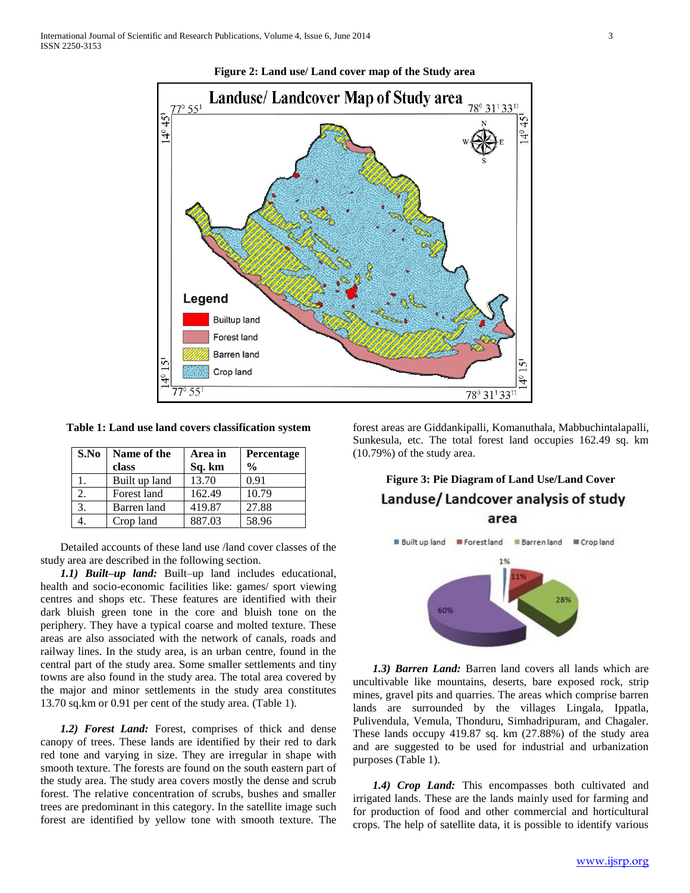**Figure 2: Land use/ Land cover map of the Study area**

**Table 1: Land use land covers classification system**

| S.No | Name of the class | Area in Sq. km | Percentage % |
|---|---|---|---|
| 1. | Built up land | 13.70 | 0.91 |
| 2. | Forest land | 162.49 | 10.79 |
| 3. | Barren land | 419.87 | 27.88 |
| 4. | Crop land | 887.03 | 58.96 |

Detailed accounts of these land use /land cover classes of the study area are described in the following section.

***1.1) Built–up land:*** Built–up land includes educational, health and socio-economic facilities like: games/ sport viewing centres and shops etc. These features are identified with their dark bluish green tone in the core and bluish tone on the periphery. They have a typical coarse and molted texture. These areas are also associated with the network of canals, roads and railway lines. In the study area, is an urban centre, found in the central part of the study area. Some smaller settlements and tiny towns are also found in the study area. The total area covered by the major and minor settlements in the study area constitutes 13.70 sq.km or 0.91 per cent of the study area. (Table 1).

***1.2) Forest Land:*** Forest, comprises of thick and dense canopy of trees. These lands are identified by their red to dark red tone and varying in size. They are irregular in shape with smooth texture. The forests are found on the south eastern part of the study area. The study area covers mostly the dense and scrub forest. The relative concentration of scrubs, bushes and smaller trees are predominant in this category. In the satellite image such forest are identified by yellow tone with smooth texture. The forest areas are Giddankipalli, Komanuthala, Mabbuchintalapalli, Sunkesula, etc. The total forest land occupies 162.49 sq. km (10.79%) of the study area.

**Figure 3: Pie Diagram of Land Use/Land Cover**

***1.3) Barren Land:*** Barren land covers all lands which are uncultivable like mountains, deserts, bare exposed rock, strip mines, gravel pits and quarries. The areas which comprise barren lands are surrounded by the villages Lingala, Ippatla, Pulivendula, Vemula, Thonduru, Simhadripuram, and Chagaler. These lands occupy 419.87 sq. km (27.88%) of the study area and are suggested to be used for industrial and urbanization purposes (Table 1).

***1.4) Crop Land:*** This encompasses both cultivated and irrigated lands. These are the lands mainly used for farming and for production of food and other commercial and horticultural crops. The help of satellite data, it is possible to identify various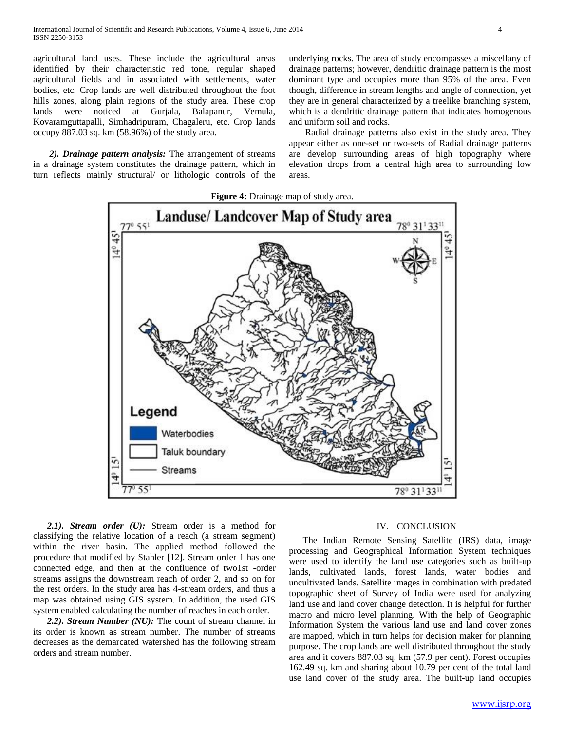agricultural land uses. These include the agricultural areas identified by their characteristic red tone, regular shaped agricultural fields and in associated with settlements, water bodies, etc. Crop lands are well distributed throughout the foot hills zones, along plain regions of the study area. These crop lands were noticed at Gurjala, Balapanur, Vemula, Kovaramguttapalli, Simhadripuram, Chagaleru, etc. Crop lands occupy 887.03 sq. km (58.96%) of the study area.

***2). Drainage pattern analysis:*** The arrangement of streams in a drainage system constitutes the drainage pattern, which in turn reflects mainly structural/ or lithologic controls of the underlying rocks. The area of study encompasses a miscellany of drainage patterns; however, dendritic drainage pattern is the most dominant type and occupies more than 95% of the area. Even though, difference in stream lengths and angle of connection, yet they are in general characterized by a treelike branching system, which is a dendritic drainage pattern that indicates homogenous and uniform soil and rocks.

Radial drainage patterns also exist in the study area. They appear either as one-set or two-sets of Radial drainage patterns are develop surrounding areas of high topography where elevation drops from a central high area to surrounding low areas.

**Figure 4:** Drainage map of study area.

***2.1). Stream order (U):*** Stream order is a method for classifying the relative location of a reach (a stream segment) within the river basin. The applied method followed the procedure that modified by Stahler [12]. Stream order 1 has one connected edge, and then at the confluence of two1st -order streams assigns the downstream reach of order 2, and so on for the rest orders. In the study area has 4-stream orders, and thus a map was obtained using GIS system. In addition, the used GIS system enabled calculating the number of reaches in each order.

***2.2). Stream Number (NU):*** The count of stream channel in its order is known as stream number. The number of streams decreases as the demarcated watershed has the following stream orders and stream number.

## IV. CONCLUSION

The Indian Remote Sensing Satellite (IRS) data, image processing and Geographical Information System techniques were used to identify the land use categories such as built-up lands, cultivated lands, forest lands, water bodies and uncultivated lands. Satellite images in combination with predated topographic sheet of Survey of India were used for analyzing land use and land cover change detection. It is helpful for further macro and micro level planning. With the help of Geographic Information System the various land use and land cover zones are mapped, which in turn helps for decision maker for planning purpose. The crop lands are well distributed throughout the study area and it covers 887.03 sq. km (57.9 per cent). Forest occupies 162.49 sq. km and sharing about 10.79 per cent of the total land use land cover of the study area. The built-up land occupies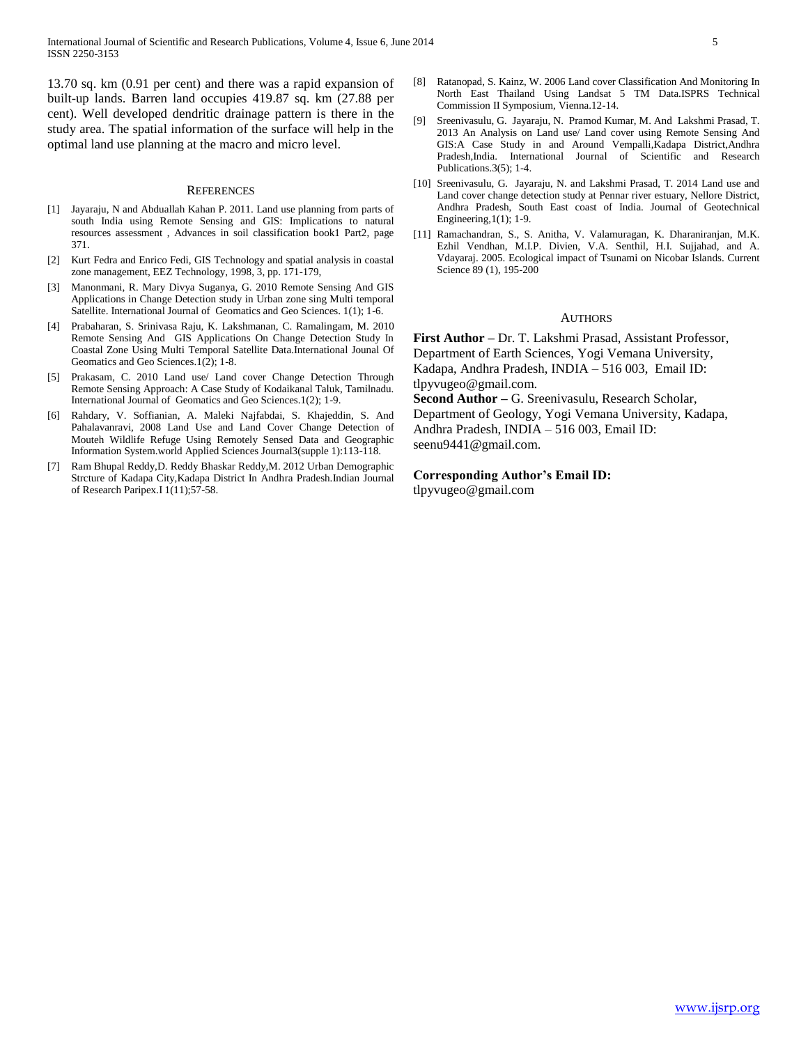13.70 sq. km (0.91 per cent) and there was a rapid expansion of built-up lands. Barren land occupies 419.87 sq. km (27.88 per cent). Well developed dendritic drainage pattern is there in the study area. The spatial information of the surface will help in the optimal land use planning at the macro and micro level.

## REFERENCES

[1] Jayaraju, N and Abduallah Kahan P. 2011. Land use planning from parts of south India using Remote Sensing and GIS: Implications to natural resources assessment , Advances in soil classification book1 Part2, page 371.

[2] Kurt Fedra and Enrico Fedi, GIS Technology and spatial analysis in coastal zone management, EEZ Technology, 1998, 3, pp. 171-179,

[3] Manonmani, R. Mary Divya Suganya, G. 2010 Remote Sensing And GIS Applications in Change Detection study in Urban zone sing Multi temporal Satellite. International Journal of Geomatics and Geo Sciences. 1(1); 1-6.

[4] Prabaharan, S. Srinivasa Raju, K. Lakshmanan, C. Ramalingam, M. 2010 Remote Sensing And GIS Applications On Change Detection Study In Coastal Zone Using Multi Temporal Satellite Data.International Jounal Of Geomatics and Geo Sciences.1(2); 1-8.

[5] Prakasam, C. 2010 Land use/ Land cover Change Detection Through Remote Sensing Approach: A Case Study of Kodaikanal Taluk, Tamilnadu. International Journal of Geomatics and Geo Sciences.1(2); 1-9.

[6] Rahdary, V. Soffianian, A. Maleki Najfabdai, S. Khajeddin, S. And Pahalavanravi, 2008 Land Use and Land Cover Change Detection of Mouteh Wildlife Refuge Using Remotely Sensed Data and Geographic Information System.world Applied Sciences Journal3(supple 1):113-118.

[7] Ram Bhupal Reddy,D. Reddy Bhaskar Reddy,M. 2012 Urban Demographic Strcture of Kadapa City,Kadapa District In Andhra Pradesh.Indian Journal of Research Paripex.I 1(11);57-58.

[8] Ratanopad, S. Kainz, W. 2006 Land cover Classification And Monitoring In North East Thailand Using Landsat 5 TM Data.ISPRS Technical Commission II Symposium, Vienna.12-14.

[9] Sreenivasulu, G. Jayaraju, N. Pramod Kumar, M. And Lakshmi Prasad, T. 2013 An Analysis on Land use/ Land cover using Remote Sensing And GIS:A Case Study in and Around Vempalli,Kadapa District,Andhra Pradesh,India. International Journal of Scientific and Research Publications.3(5); 1-4.

[10] Sreenivasulu, G. Jayaraju, N. and Lakshmi Prasad, T. 2014 Land use and Land cover change detection study at Pennar river estuary, Nellore District, Andhra Pradesh, South East coast of India. Journal of Geotechnical Engineering,1(1); 1-9.

[11] Ramachandran, S., S. Anitha, V. Valamuragan, K. Dharaniranjan, M.K. Ezhil Vendhan, M.I.P. Divien, V.A. Senthil, H.I. Sujjahad, and A. Vdayaraj. 2005. Ecological impact of Tsunami on Nicobar Islands. Current Science 89 (1), 195-200

## AUTHORS

**First Author –** Dr. T. Lakshmi Prasad, Assistant Professor, Department of Earth Sciences, Yogi Vemana University, Kadapa, Andhra Pradesh, INDIA – 516 003, Email ID: tlpyvugeo@gmail.com.

**Second Author –** G. Sreenivasulu, Research Scholar, Department of Geology, Yogi Vemana University, Kadapa, Andhra Pradesh, INDIA – 516 003, Email ID: seenu9441@gmail.com.

**Corresponding Author's Email ID:** tlpyvugeo@gmail.com